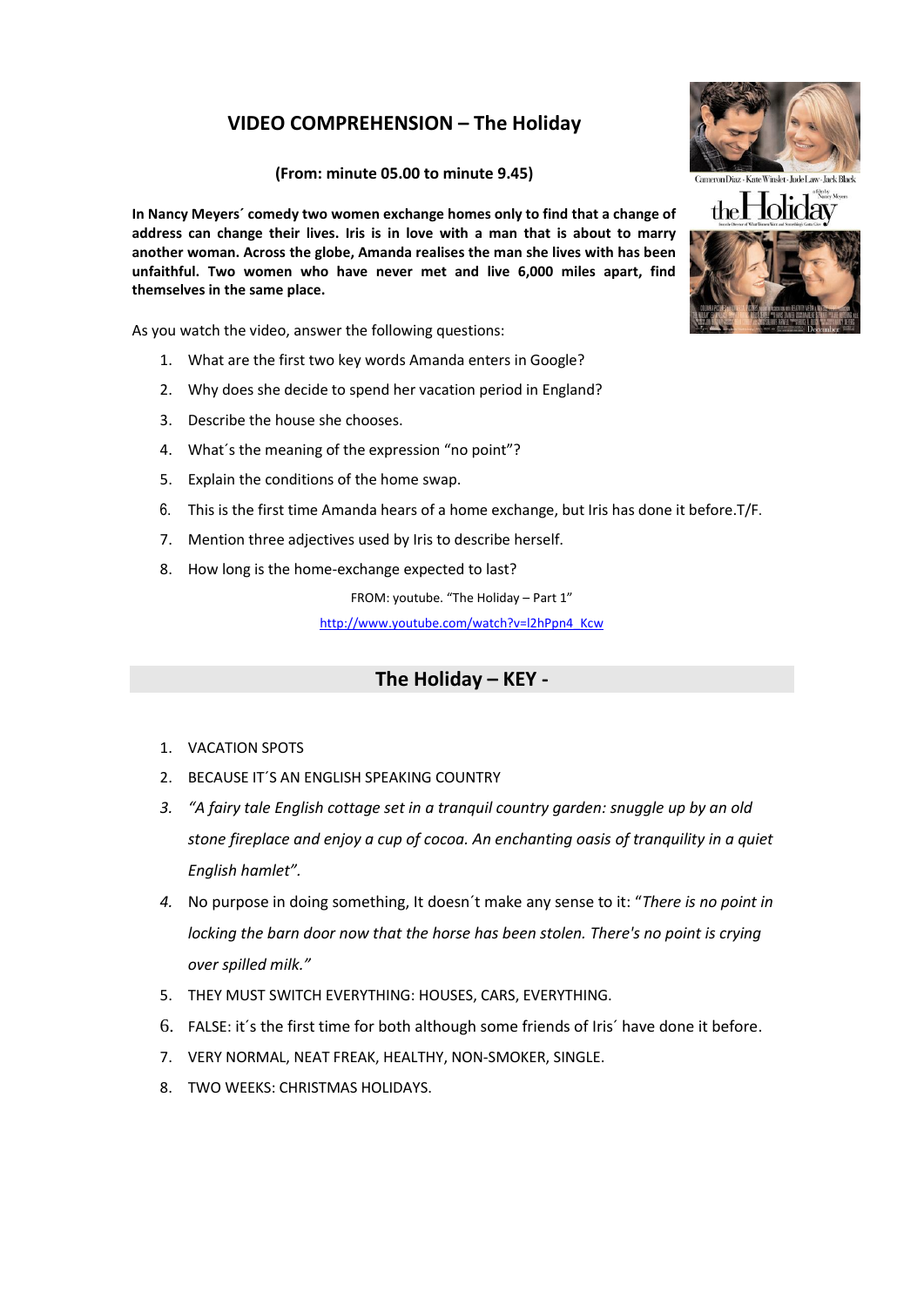# VIDEO COMPREHENSION – The Holiday

**(From: minute 05.00 to minute 9.45)**

**In Nancy Meyers´ comedy two women exchange homes only to find that a change of address can change their lives. Iris is in love with a man that is about to marry another woman. Across the globe, Amanda realises the man she lives with has been unfaithful. Two women who have never met and live 6,000 miles apart, find themselves in the same place.**

As you watch the video, answer the following questions:

1. What are the first two key words Amanda enters in Google?
2. Why does she decide to spend her vacation period in England?
3. Describe the house she chooses.
4. What´s the meaning of the expression "no point"?
5. Explain the conditions of the home swap.
6. This is the first time Amanda hears of a home exchange, but Iris has done it before.T/F.
7. Mention three adjectives used by Iris to describe herself.
8. How long is the home-exchange expected to last?

FROM: youtube. "The Holiday – Part 1"

http://www.youtube.com/watch?v=l2hPpn4_Kcw

## The Holiday – KEY -

1. VACATION SPOTS
2. BECAUSE IT´S AN ENGLISH SPEAKING COUNTRY
3. *"A fairy tale English cottage set in a tranquil country garden: snuggle up by an old stone fireplace and enjoy a cup of cocoa. An enchanting oasis of tranquility in a quiet English hamlet".*
4. No purpose in doing something, It doesn´t make any sense to it: "*There is no point in locking the barn door now that the horse has been stolen. There's no point is crying over spilled milk."*
5. THEY MUST SWITCH EVERYTHING: HOUSES, CARS, EVERYTHING.
6. FALSE: it´s the first time for both although some friends of Iris´ have done it before.
7. VERY NORMAL, NEAT FREAK, HEALTHY, NON-SMOKER, SINGLE.
8. TWO WEEKS: CHRISTMAS HOLIDAYS.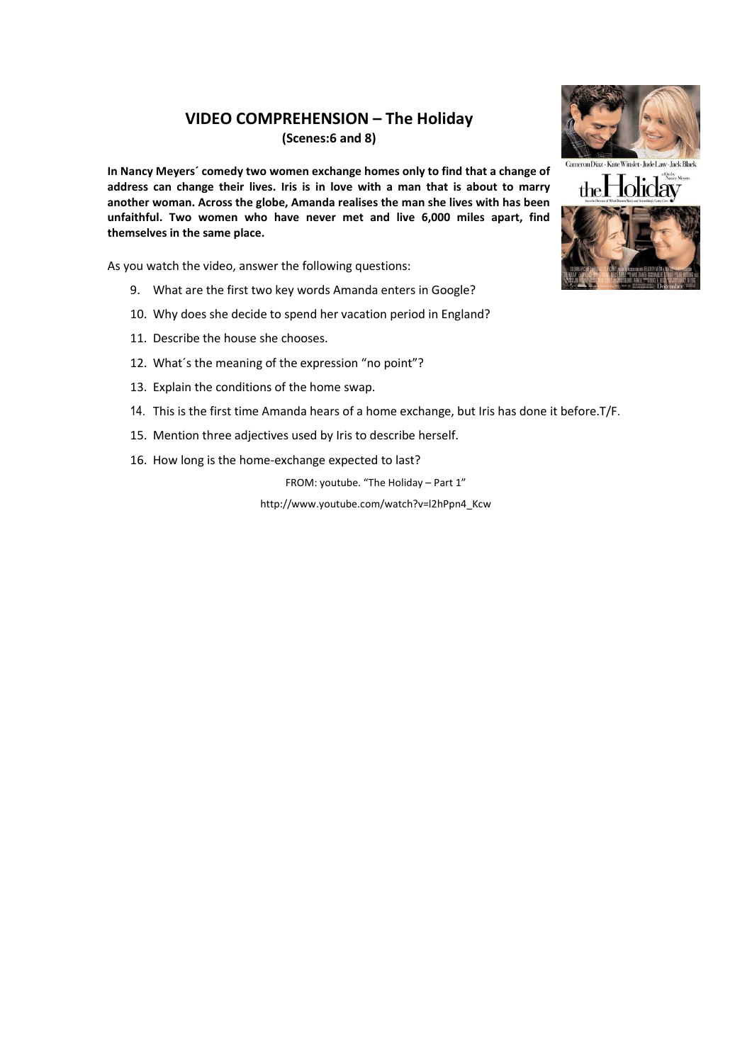## VIDEO COMPREHENSION – The Holiday

**(Scenes:6 and 8)**

**In Nancy Meyers´ comedy two women exchange homes only to find that a change of address can change their lives. Iris is in love with a man that is about to marry another woman. Across the globe, Amanda realises the man she lives with has been unfaithful. Two women who have never met and live 6,000 miles apart, find themselves in the same place.**

As you watch the video, answer the following questions:

9. What are the first two key words Amanda enters in Google?
10. Why does she decide to spend her vacation period in England?
11. Describe the house she chooses.
12. What´s the meaning of the expression "no point"?
13. Explain the conditions of the home swap.
14. This is the first time Amanda hears of a home exchange, but Iris has done it before.T/F.
15. Mention three adjectives used by Iris to describe herself.
16. How long is the home-exchange expected to last?

FROM: youtube. "The Holiday – Part 1"

http://www.youtube.com/watch?v=l2hPpn4_Kcw